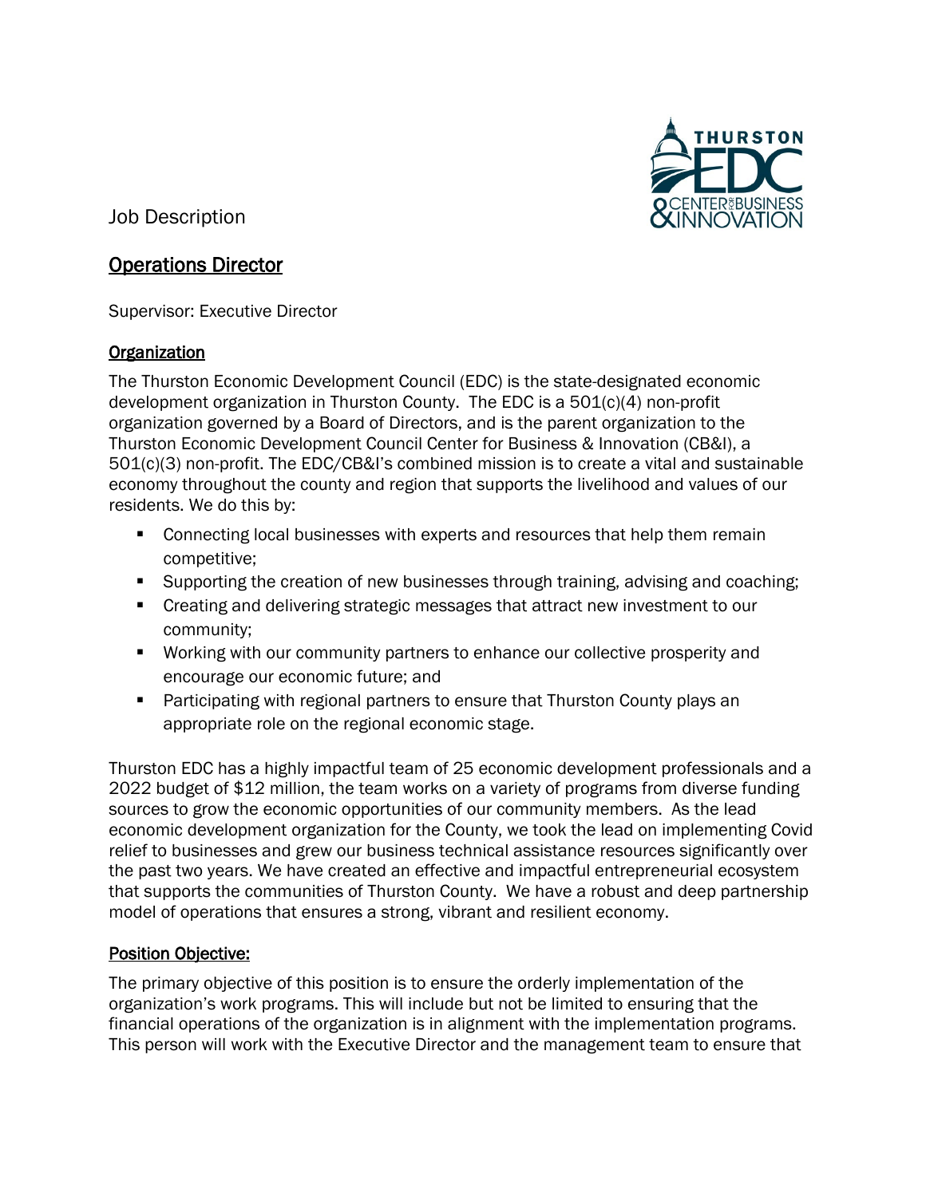Job Description

# Operations Director

Supervisor: Executive Director

## Organization

The Thurston Economic Development Council (EDC) is the state-designated economic development organization in Thurston County. The EDC is a 501(c)(4) non-profit organization governed by a Board of Directors, and is the parent organization to the Thurston Economic Development Council Center for Business & Innovation (CB&I), a 501(c)(3) non-profit. The EDC/CB&I's combined mission is to create a vital and sustainable economy throughout the county and region that supports the livelihood and values of our residents. We do this by:

- Connecting local businesses with experts and resources that help them remain competitive;
- Supporting the creation of new businesses through training, advising and coaching;
- Creating and delivering strategic messages that attract new investment to our community;
- Working with our community partners to enhance our collective prosperity and encourage our economic future; and
- Participating with regional partners to ensure that Thurston County plays an appropriate role on the regional economic stage.

Thurston EDC has a highly impactful team of 25 economic development professionals and a 2022 budget of $12 million, the team works on a variety of programs from diverse funding sources to grow the economic opportunities of our community members. As the lead economic development organization for the County, we took the lead on implementing Covid relief to businesses and grew our business technical assistance resources significantly over the past two years. We have created an effective and impactful entrepreneurial ecosystem that supports the communities of Thurston County. We have a robust and deep partnership model of operations that ensures a strong, vibrant and resilient economy.

## Position Objective:

The primary objective of this position is to ensure the orderly implementation of the organization's work programs. This will include but not be limited to ensuring that the financial operations of the organization is in alignment with the implementation programs. This person will work with the Executive Director and the management team to ensure that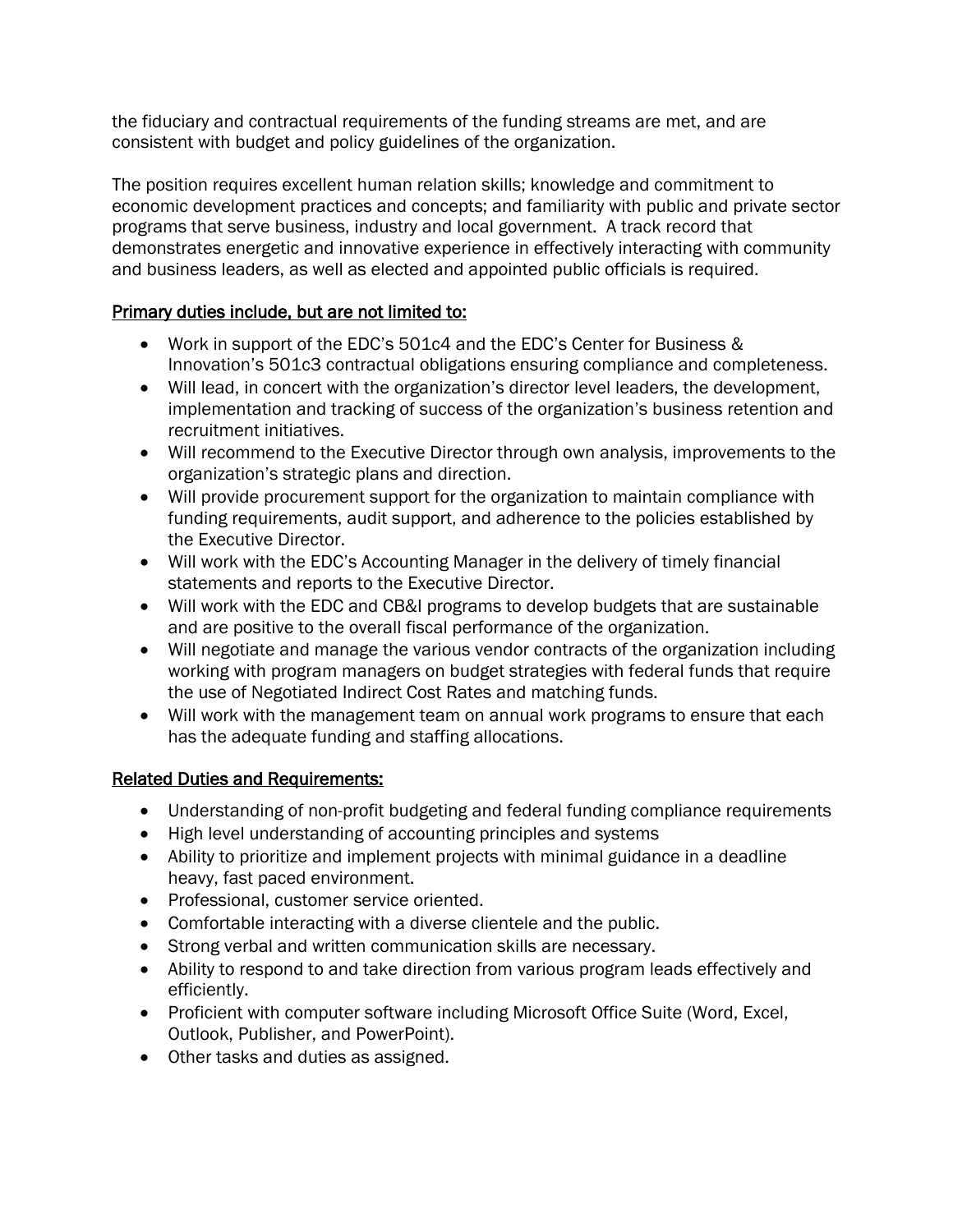the fiduciary and contractual requirements of the funding streams are met, and are consistent with budget and policy guidelines of the organization.

The position requires excellent human relation skills; knowledge and commitment to economic development practices and concepts; and familiarity with public and private sector programs that serve business, industry and local government. A track record that demonstrates energetic and innovative experience in effectively interacting with community and business leaders, as well as elected and appointed public officials is required.

<u>Primary duties include, but are not limited to:</u>

- Work in support of the EDC's 501c4 and the EDC's Center for Business & Innovation's 501c3 contractual obligations ensuring compliance and completeness.
- Will lead, in concert with the organization's director level leaders, the development, implementation and tracking of success of the organization's business retention and recruitment initiatives.
- Will recommend to the Executive Director through own analysis, improvements to the organization's strategic plans and direction.
- Will provide procurement support for the organization to maintain compliance with funding requirements, audit support, and adherence to the policies established by the Executive Director.
- Will work with the EDC's Accounting Manager in the delivery of timely financial statements and reports to the Executive Director.
- Will work with the EDC and CB&I programs to develop budgets that are sustainable and are positive to the overall fiscal performance of the organization.
- Will negotiate and manage the various vendor contracts of the organization including working with program managers on budget strategies with federal funds that require the use of Negotiated Indirect Cost Rates and matching funds.
- Will work with the management team on annual work programs to ensure that each has the adequate funding and staffing allocations.

<u>Related Duties and Requirements:</u>

- Understanding of non-profit budgeting and federal funding compliance requirements
- High level understanding of accounting principles and systems
- Ability to prioritize and implement projects with minimal guidance in a deadline heavy, fast paced environment.
- Professional, customer service oriented.
- Comfortable interacting with a diverse clientele and the public.
- Strong verbal and written communication skills are necessary.
- Ability to respond to and take direction from various program leads effectively and efficiently.
- Proficient with computer software including Microsoft Office Suite (Word, Excel, Outlook, Publisher, and PowerPoint).
- Other tasks and duties as assigned.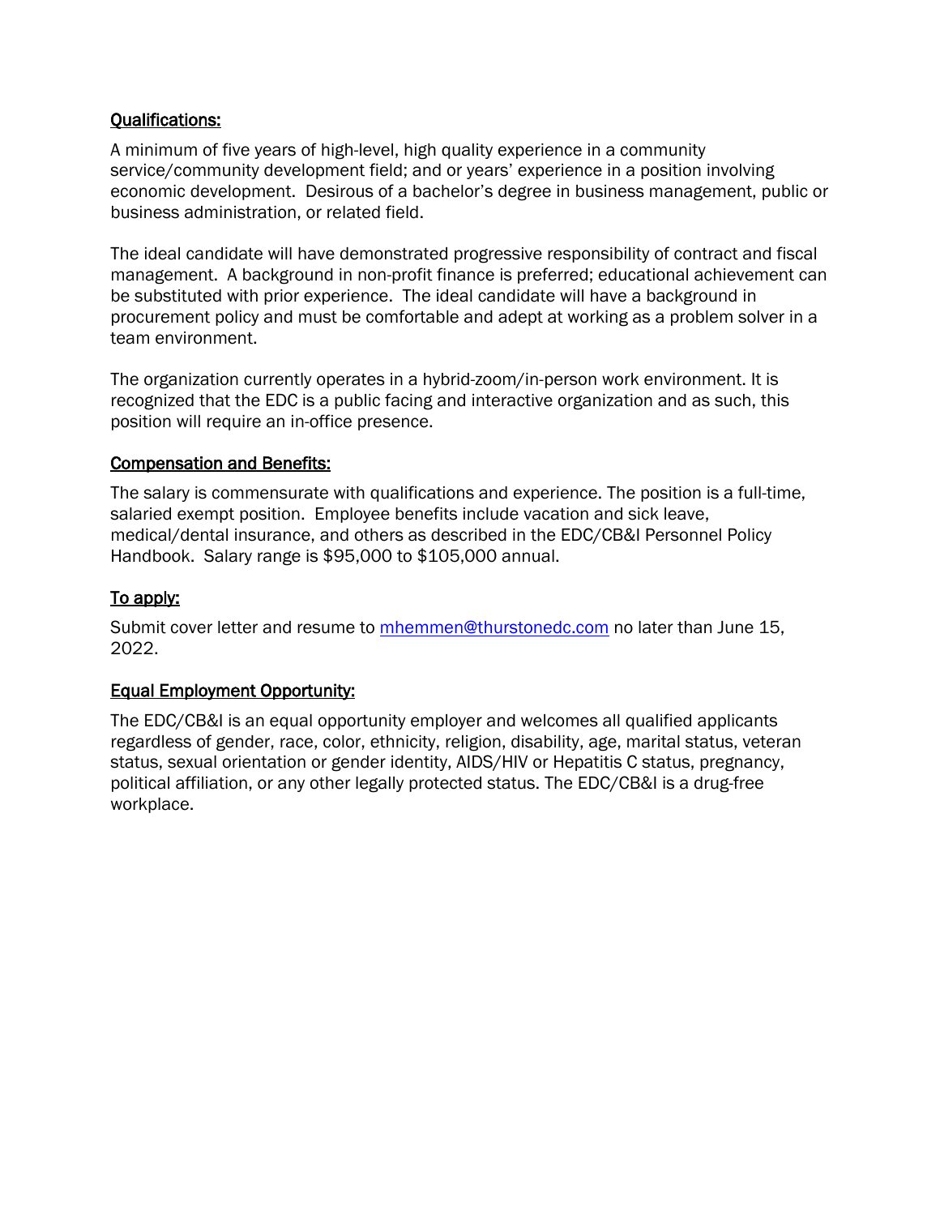## Qualifications:

A minimum of five years of high-level, high quality experience in a community service/community development field; and or years' experience in a position involving economic development. Desirous of a bachelor's degree in business management, public or business administration, or related field.

The ideal candidate will have demonstrated progressive responsibility of contract and fiscal management. A background in non-profit finance is preferred; educational achievement can be substituted with prior experience. The ideal candidate will have a background in procurement policy and must be comfortable and adept at working as a problem solver in a team environment.

The organization currently operates in a hybrid-zoom/in-person work environment. It is recognized that the EDC is a public facing and interactive organization and as such, this position will require an in-office presence.

## Compensation and Benefits:

The salary is commensurate with qualifications and experience. The position is a full-time, salaried exempt position. Employee benefits include vacation and sick leave, medical/dental insurance, and others as described in the EDC/CB&I Personnel Policy Handbook. Salary range is $95,000 to $105,000 annual.

## To apply:

Submit cover letter and resume to mhemmen@thurstonedc.com no later than June 15, 2022.

## Equal Employment Opportunity:

The EDC/CB&I is an equal opportunity employer and welcomes all qualified applicants regardless of gender, race, color, ethnicity, religion, disability, age, marital status, veteran status, sexual orientation or gender identity, AIDS/HIV or Hepatitis C status, pregnancy, political affiliation, or any other legally protected status. The EDC/CB&I is a drug-free workplace.